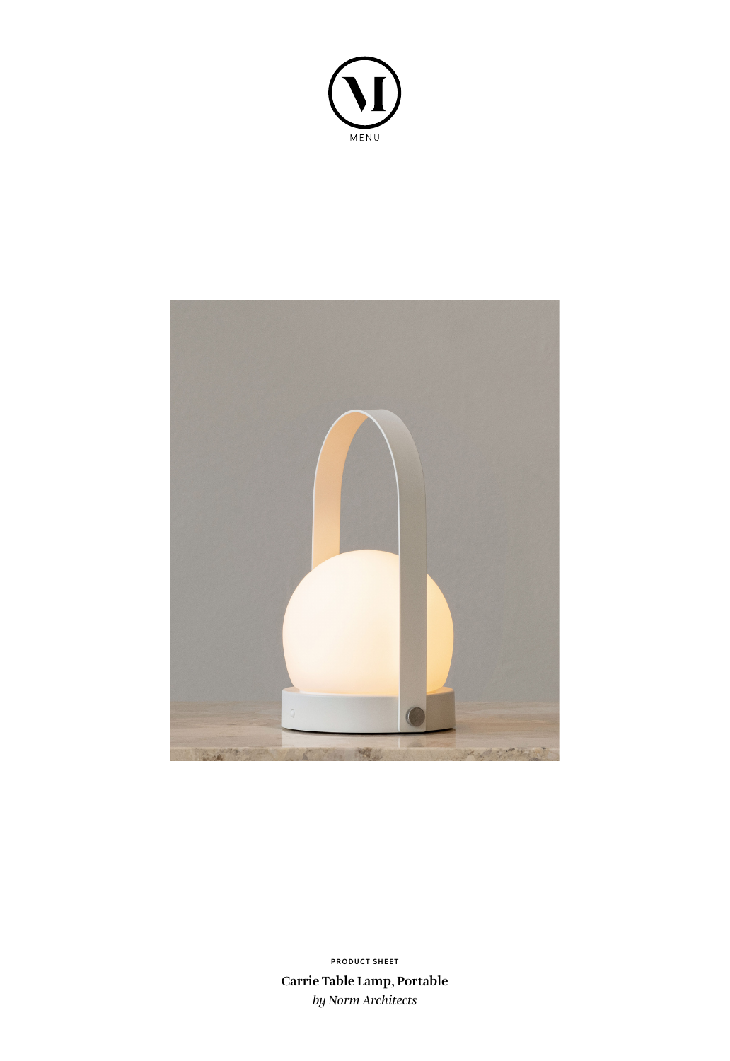MENU

PRODUCT SHEET

**Carrie Table Lamp, Portable**

*by Norm Architects*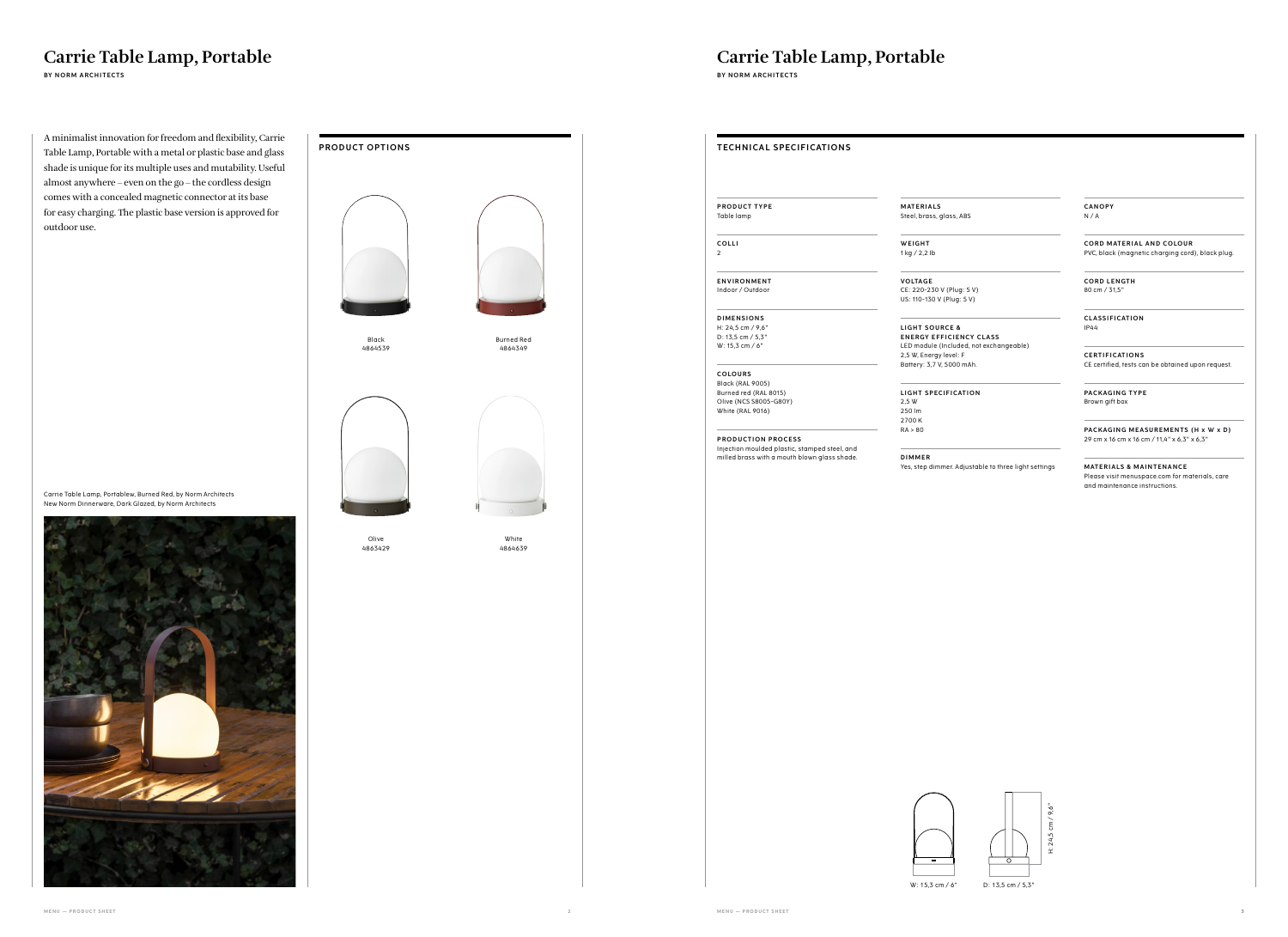# Carrie Table Lamp, Portable

BY NORM ARCHITECTS

A minimalist innovation for freedom and flexibility, Carrie Table Lamp, Portable with a metal or plastic base and glass shade is unique for its multiple uses and mutability. Useful almost anywhere – even on the go – the cordless design comes with a concealed magnetic connector at its base for easy charging. The plastic base version is approved for outdoor use.

Carrie Table Lamp, Portablew, Burned Red, by Norm Architects
New Norm Dinnerware, Dark Glazed, by Norm Architects

## PRODUCT OPTIONS

Black
4864539

Burned Red
4864349

Olive
4863429

White
4864639

# Carrie Table Lamp, Portable

BY NORM ARCHITECTS

## TECHNICAL SPECIFICATIONS

**PRODUCT TYPE**
Table lamp

**COLLI**
2

**ENVIRONMENT**
Indoor / Outdoor

**DIMENSIONS**
H: 24,5 cm / 9,6"
D: 13,5 cm / 5,3"
W: 15,3 cm / 6"

**COLOURS**
Black (RAL 9005)
Burned red (RAL 8015)
Olive (NCS S8005-G80Y)
White (RAL 9016)

**PRODUCTION PROCESS**
Injection moulded plastic, stamped steel, and milled brass with a mouth blown glass shade.

**MATERIALS**
Steel, brass, glass, ABS

**WEIGHT**
1 kg / 2,2 lb

**VOLTAGE**
CE: 220-230 V (Plug: 5 V)
US: 110-130 V (Plug: 5 V)

**LIGHT SOURCE & ENERGY EFFICIENCY CLASS**
LED module (Included, not exchangeable)
2,5 W, Energy level: F
Battery: 3,7 V, 5000 mAh.

**LIGHT SPECIFICATION**
2,5 W
250 lm
2700 K
RA > 80

**DIMMER**
Yes, step dimmer. Adjustable to three light settings

**CANOPY**
N / A

**CORD MATERIAL AND COLOUR**
PVC, black (magnetic charging cord), black plug.

**CORD LENGTH**
80 cm / 31,5"

**CLASSIFICATION**
IP44

**CERTIFICATIONS**
CE certified, tests can be obtained upon request.

**PACKAGING TYPE**
Brown gift box

**PACKAGING MEASUREMENTS (H x W x D)**
29 cm x 16 cm x 16 cm / 11,4" x 6,3" x 6,3"

**MATERIALS & MAINTENANCE**
Please visit menuspace.com for materials, care and maintenance instructions.

H: 24,5 cm / 9,6"
W: 15,3 cm / 6"
D: 13,5 cm / 5,3"